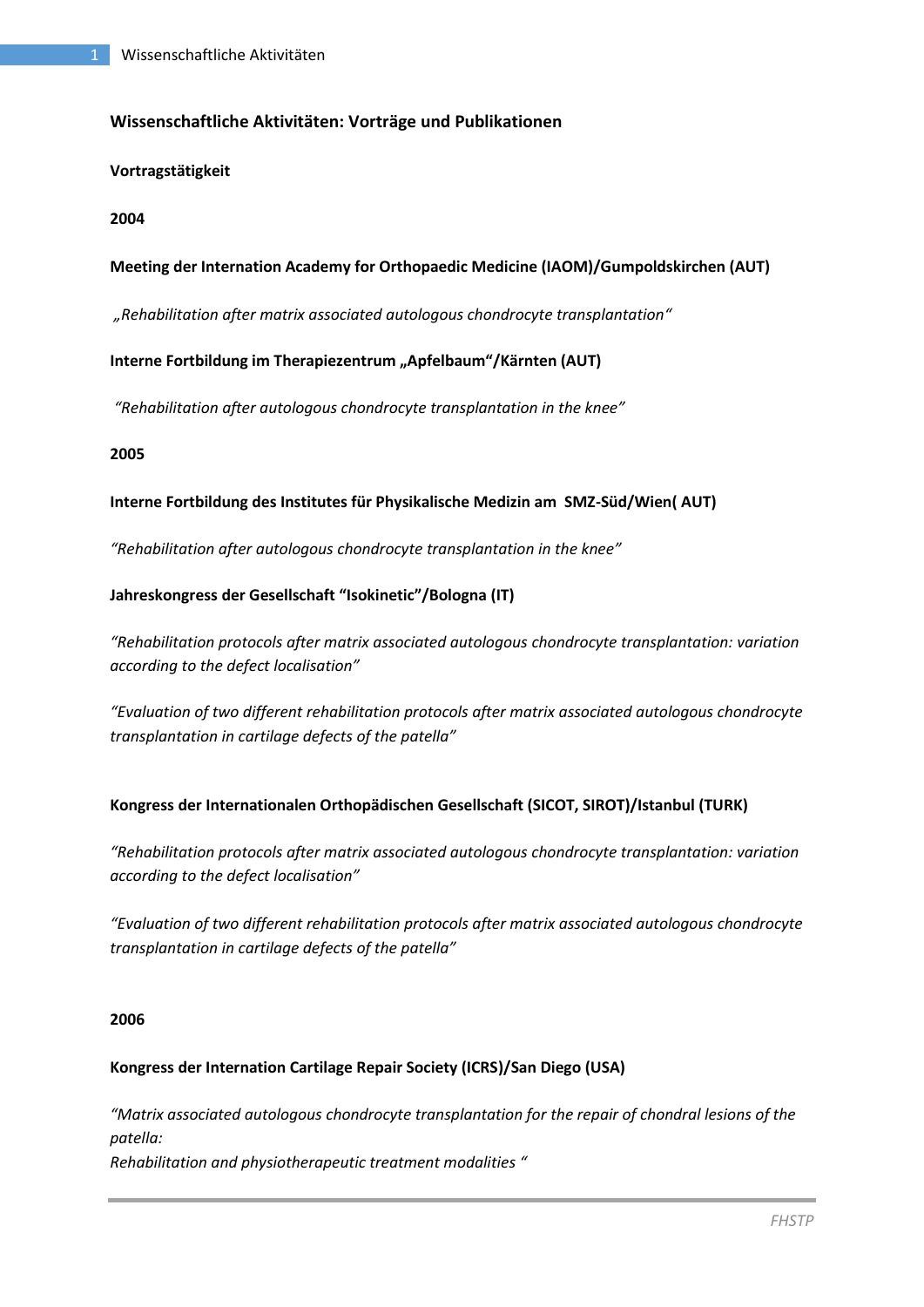# Wissenschaftliche Aktivitäten: Vorträge und Publikationen

## Vortragstätigkeit

### 2004

**Meeting der Internation Academy for Orthopaedic Medicine (IAOM)/Gumpoldskirchen (AUT)**

*„Rehabilitation after matrix associated autologous chondrocyte transplantation“*

**Interne Fortbildung im Therapiezentrum „Apfelbaum“/Kärnten (AUT)**

*“Rehabilitation after autologous chondrocyte transplantation in the knee”*

### 2005

**Interne Fortbildung des Institutes für Physikalische Medizin am SMZ-Süd/Wien( AUT)**

*“Rehabilitation after autologous chondrocyte transplantation in the knee”*

**Jahreskongress der Gesellschaft “Isokinetic”/Bologna (IT)**

*“Rehabilitation protocols after matrix associated autologous chondrocyte transplantation: variation according to the defect localisation”*

*“Evaluation of two different rehabilitation protocols after matrix associated autologous chondrocyte transplantation in cartilage defects of the patella”*

**Kongress der Internationalen Orthopädischen Gesellschaft (SICOT, SIROT)/Istanbul (TURK)**

*“Rehabilitation protocols after matrix associated autologous chondrocyte transplantation: variation according to the defect localisation”*

*“Evaluation of two different rehabilitation protocols after matrix associated autologous chondrocyte transplantation in cartilage defects of the patella”*

### 2006

**Kongress der International Cartilage Repair Society (ICRS)/San Diego (USA)**

*“Matrix associated autologous chondrocyte transplantation for the repair of chondral lesions of the patella:*
*Rehabilitation and physiotherapeutic treatment modalities “*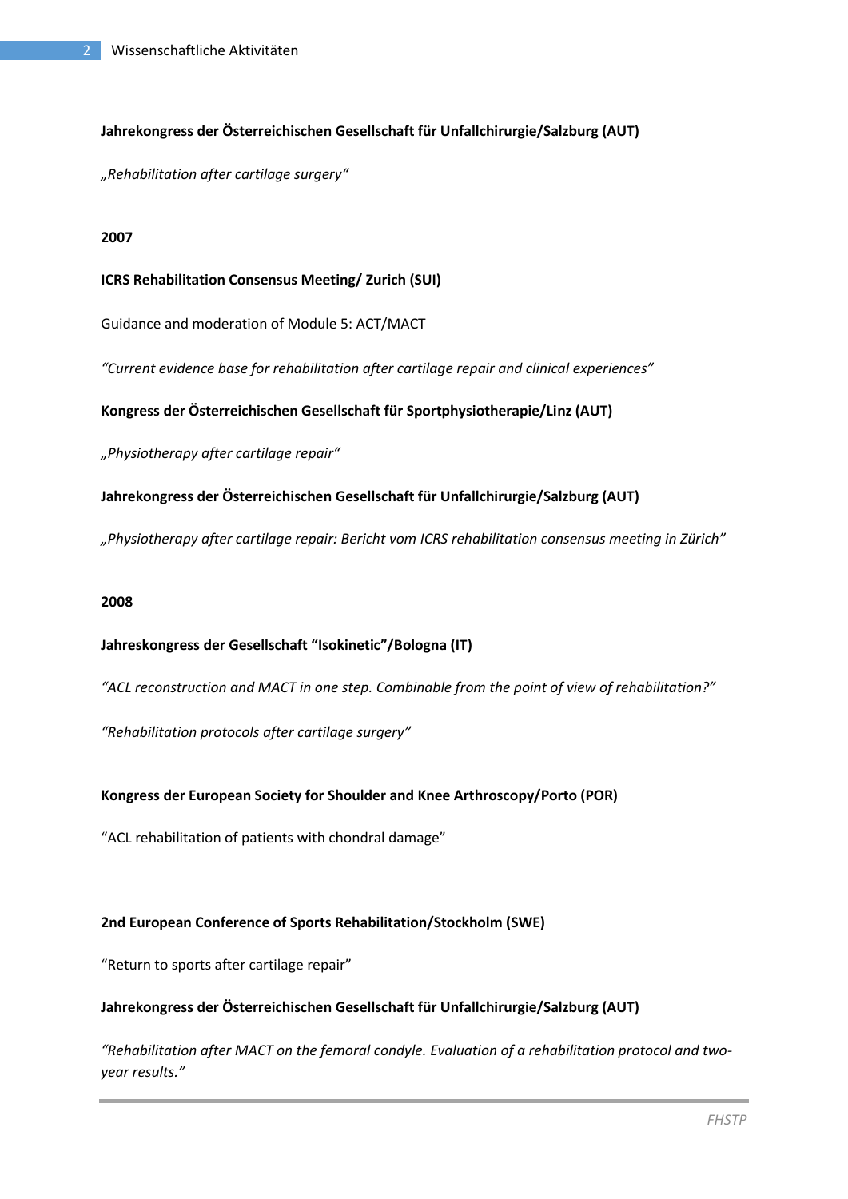**Jahrekongress der Österreichischen Gesellschaft für Unfallchirurgie/Salzburg (AUT)**

*„Rehabilitation after cartilage surgery“*

**2007**

**ICRS Rehabilitation Consensus Meeting/ Zurich (SUI)**

Guidance and moderation of Module 5: ACT/MACT

*“Current evidence base for rehabilitation after cartilage repair and clinical experiences”*

**Kongress der Österreichischen Gesellschaft für Sportphysiotherapie/Linz (AUT)**

*„Physiotherapy after cartilage repair“*

**Jahrekongress der Österreichischen Gesellschaft für Unfallchirurgie/Salzburg (AUT)**

*„Physiotherapy after cartilage repair: Bericht vom ICRS rehabilitation consensus meeting in Zürich”*

**2008**

**Jahreskongress der Gesellschaft “Isokinetic”/Bologna (IT)**

*“ACL reconstruction and MACT in one step. Combinable from the point of view of rehabilitation?”*

*“Rehabilitation protocols after cartilage surgery”*

**Kongress der European Society for Shoulder and Knee Arthroscopy/Porto (POR)**

“ACL rehabilitation of patients with chondral damage”

**2nd European Conference of Sports Rehabilitation/Stockholm (SWE)**

“Return to sports after cartilage repair”

**Jahrekongress der Österreichischen Gesellschaft für Unfallchirurgie/Salzburg (AUT)**

*“Rehabilitation after MACT on the femoral condyle. Evaluation of a rehabilitation protocol and two-year results.”*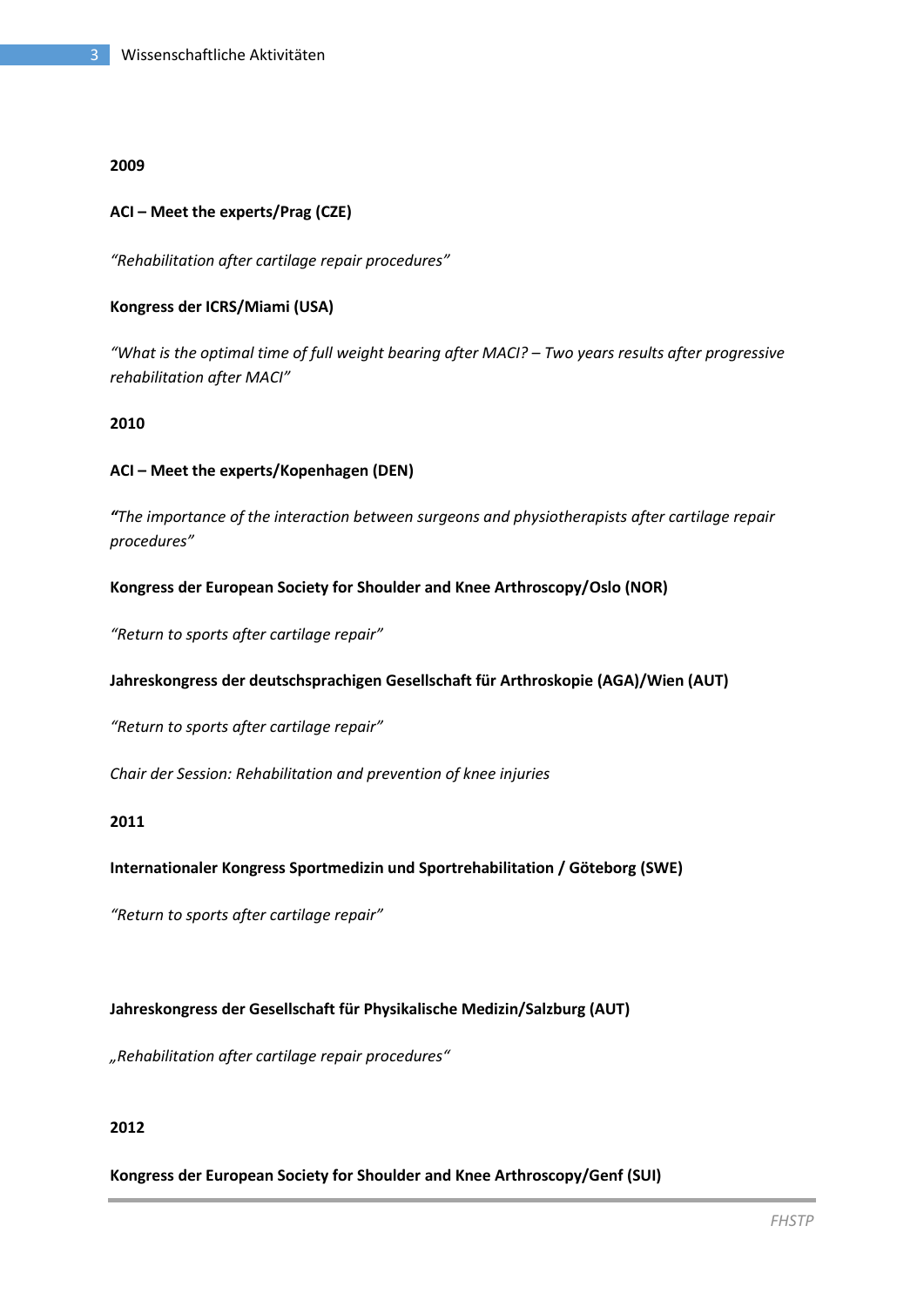**2009**

**ACI – Meet the experts/Prag (CZE)**

*"Rehabilitation after cartilage repair procedures"*

**Kongress der ICRS/Miami (USA)**

*"What is the optimal time of full weight bearing after MACI? – Two years results after progressive rehabilitation after MACI"*

**2010**

**ACI – Meet the experts/Kopenhagen (DEN)**

*"The importance of the interaction between surgeons and physiotherapists after cartilage repair procedures"*

**Kongress der European Society for Shoulder and Knee Arthroscopy/Oslo (NOR)**

*"Return to sports after cartilage repair"*

**Jahreskongress der deutschsprachigen Gesellschaft für Arthroskopie (AGA)/Wien (AUT)**

*"Return to sports after cartilage repair"*

*Chair der Session: Rehabilitation and prevention of knee injuries*

**2011**

**Internationaler Kongress Sportmedizin und Sportrehabilitation / Göteborg (SWE)**

*"Return to sports after cartilage repair"*

**Jahreskongress der Gesellschaft für Physikalische Medizin/Salzburg (AUT)**

*„Rehabilitation after cartilage repair procedures"*

**2012**

**Kongress der European Society for Shoulder and Knee Arthroscopy/Genf (SUI)**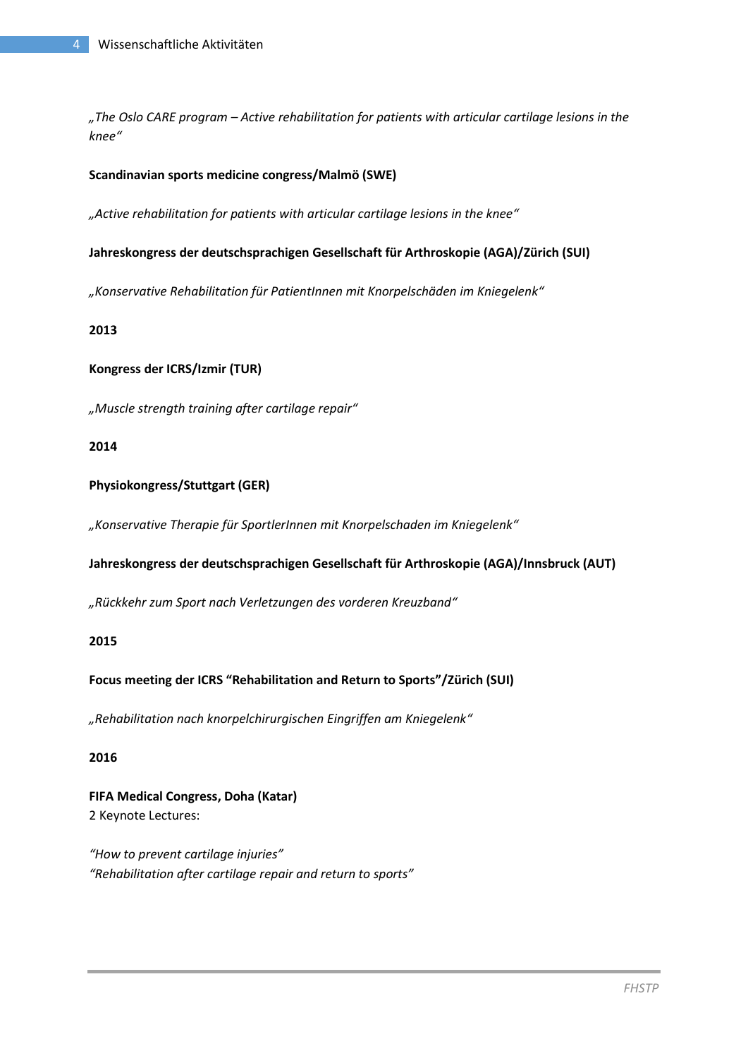*„The Oslo CARE program – Active rehabilitation for patients with articular cartilage lesions in the knee“*

**Scandinavian sports medicine congress/Malmö (SWE)**

*„Active rehabilitation for patients with articular cartilage lesions in the knee“*

**Jahreskongress der deutschsprachigen Gesellschaft für Arthroskopie (AGA)/Zürich (SUI)**

*„Konservative Rehabilitation für PatientInnen mit Knorpelschäden im Kniegelenk“*

**2013**

**Kongress der ICRS/Izmir (TUR)**

*„Muscle strength training after cartilage repair“*

**2014**

**Physiokongress/Stuttgart (GER)**

*„Konservative Therapie für SportlerInnen mit Knorpelschaden im Kniegelenk“*

**Jahreskongress der deutschsprachigen Gesellschaft für Arthroskopie (AGA)/Innsbruck (AUT)**

*„Rückkehr zum Sport nach Verletzungen des vorderen Kreuzband“*

**2015**

**Focus meeting der ICRS “Rehabilitation and Return to Sports”/Zürich (SUI)**

*„Rehabilitation nach knorpelchirurgischen Eingriffen am Kniegelenk“*

**2016**

**FIFA Medical Congress, Doha (Katar)**
2 Keynote Lectures:

*“How to prevent cartilage injuries”*
*“Rehabilitation after cartilage repair and return to sports”*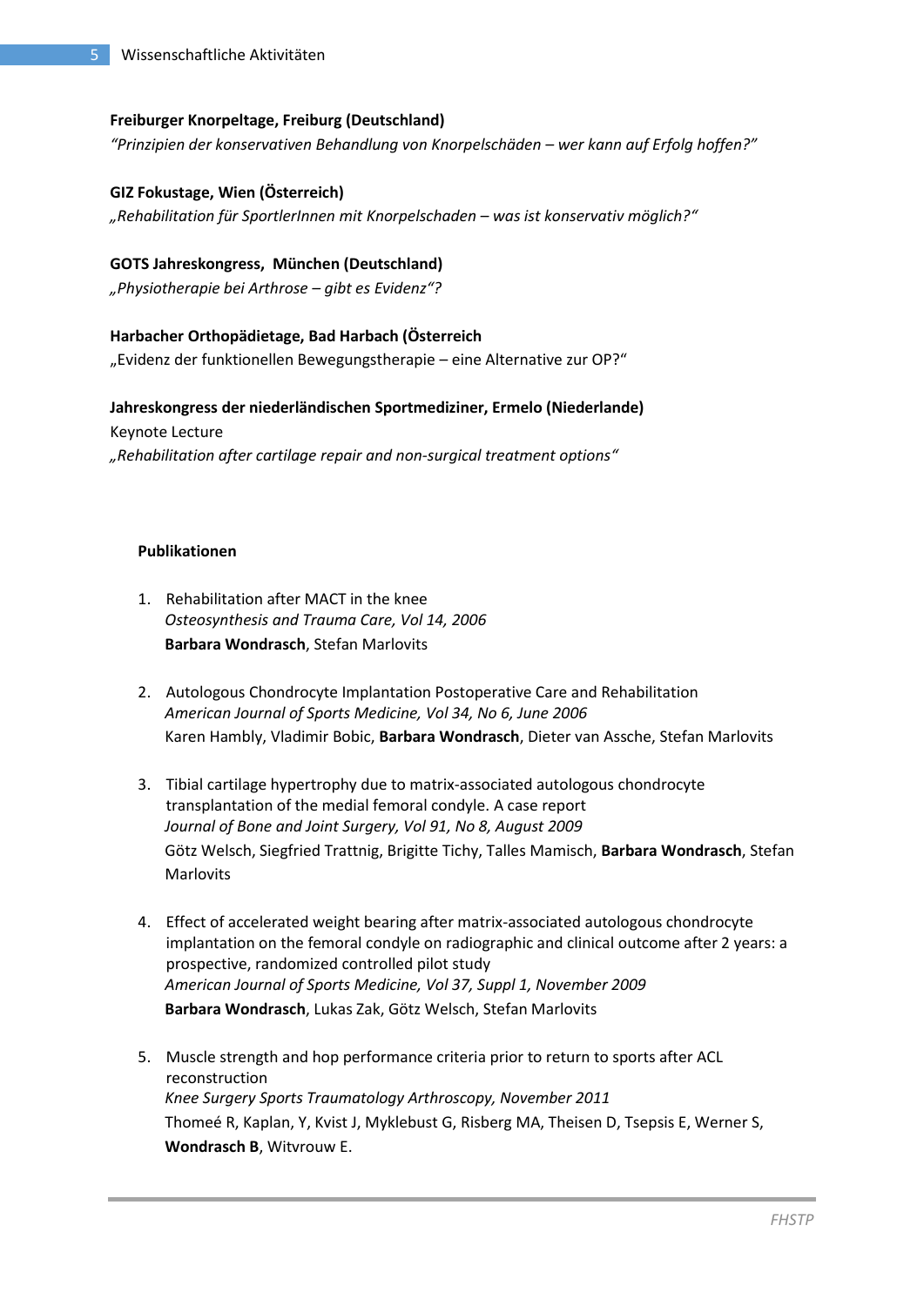**Freiburger Knorpeltage, Freiburg (Deutschland)**
*"Prinzipien der konservativen Behandlung von Knorpelschäden – wer kann auf Erfolg hoffen?"*

**GIZ Fokustage, Wien (Österreich)**
*„Rehabilitation für SportlerInnen mit Knorpelschaden – was ist konservativ möglich?"*

**GOTS Jahreskongress, München (Deutschland)**
*„Physiotherapie bei Arthrose – gibt es Evidenz"?*

**Harbacher Orthopädietage, Bad Harbach (Österreich**
„Evidenz der funktionellen Bewegungstherapie – eine Alternative zur OP?"

**Jahreskongress der niederländischen Sportmediziner, Ermelo (Niederlande)**
Keynote Lecture
*„Rehabilitation after cartilage repair and non-surgical treatment options"*

**Publikationen**

1. Rehabilitation after MACT in the knee
   *Osteosynthesis and Trauma Care, Vol 14, 2006*
   **Barbara Wondrasch**, Stefan Marlovits

2. Autologous Chondrocyte Implantation Postoperative Care and Rehabilitation
   *American Journal of Sports Medicine, Vol 34, No 6, June 2006*
   Karen Hambly, Vladimir Bobic, **Barbara Wondrasch**, Dieter van Assche, Stefan Marlovits

3. Tibial cartilage hypertrophy due to matrix-associated autologous chondrocyte transplantation of the medial femoral condyle. A case report
   *Journal of Bone and Joint Surgery, Vol 91, No 8, August 2009*
   Götz Welsch, Siegfried Trattnig, Brigitte Tichy, Talles Mamisch, **Barbara Wondrasch**, Stefan Marlovits

4. Effect of accelerated weight bearing after matrix-associated autologous chondrocyte implantation on the femoral condyle on radiographic and clinical outcome after 2 years: a prospective, randomized controlled pilot study
   *American Journal of Sports Medicine, Vol 37, Suppl 1, November 2009*
   **Barbara Wondrasch**, Lukas Zak, Götz Welsch, Stefan Marlovits

5. Muscle strength and hop performance criteria prior to return to sports after ACL reconstruction
   *Knee Surgery Sports Traumatology Arthroscopy, November 2011*
   Thomeé R, Kaplan, Y, Kvist J, Myklebust G, Risberg MA, Theisen D, Tsepsis E, Werner S, **Wondrasch B**, Witvrouw E.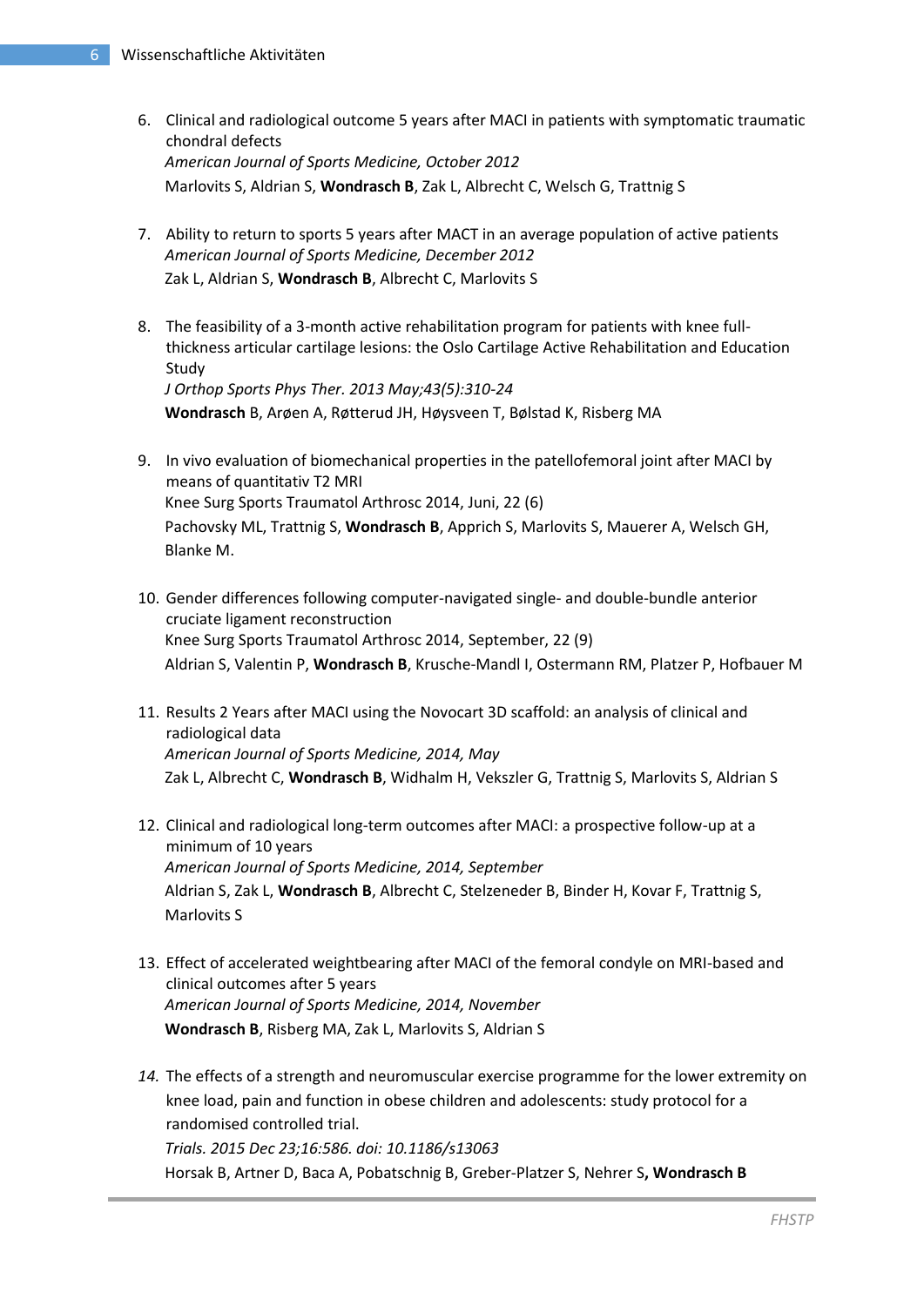6. Clinical and radiological outcome 5 years after MACI in patients with symptomatic traumatic chondral defects  
   *American Journal of Sports Medicine, October 2012*  
   Marlovits S, Aldrian S, **Wondrasch B**, Zak L, Albrecht C, Welsch G, Trattnig S

7. Ability to return to sports 5 years after MACT in an average population of active patients  
   *American Journal of Sports Medicine, December 2012*  
   Zak L, Aldrian S, **Wondrasch B**, Albrecht C, Marlovits S

8. The feasibility of a 3-month active rehabilitation program for patients with knee full-thickness articular cartilage lesions: the Oslo Cartilage Active Rehabilitation and Education Study  
   *J Orthop Sports Phys Ther. 2013 May;43(5):310-24*  
   **Wondrasch** B, Arøen A, Røtterud JH, Høysveen T, Bølstad K, Risberg MA

9. In vivo evaluation of biomechanical properties in the patellofemoral joint after MACI by means of quantitativ T2 MRI  
   Knee Surg Sports Traumatol Arthrosc 2014, Juni, 22 (6)  
   Pachovsky ML, Trattnig S, **Wondrasch B**, Apprich S, Marlovits S, Mauerer A, Welsch GH, Blanke M.

10. Gender differences following computer-navigated single- and double-bundle anterior cruciate ligament reconstruction  
    Knee Surg Sports Traumatol Arthrosc 2014, September, 22 (9)  
    Aldrian S, Valentin P, **Wondrasch B**, Krusche-Mandl I, Ostermann RM, Platzer P, Hofbauer M

11. Results 2 Years after MACI using the Novocart 3D scaffold: an analysis of clinical and radiological data  
    *American Journal of Sports Medicine, 2014, May*  
    Zak L, Albrecht C, **Wondrasch B**, Widhalm H, Vekszler G, Trattnig S, Marlovits S, Aldrian S

12. Clinical and radiological long-term outcomes after MACI: a prospective follow-up at a minimum of 10 years  
    *American Journal of Sports Medicine, 2014, September*  
    Aldrian S, Zak L, **Wondrasch B**, Albrecht C, Stelzeneder B, Binder H, Kovar F, Trattnig S, Marlovits S

13. Effect of accelerated weightbearing after MACI of the femoral condyle on MRI-based and clinical outcomes after 5 years  
    *American Journal of Sports Medicine, 2014, November*  
    **Wondrasch B**, Risberg MA, Zak L, Marlovits S, Aldrian S

14. The effects of a strength and neuromuscular exercise programme for the lower extremity on knee load, pain and function in obese children and adolescents: study protocol for a randomised controlled trial.  
    *Trials. 2015 Dec 23;16:586. doi: 10.1186/s13063*  
    Horsak B, Artner D, Baca A, Pobatschnig B, Greber-Platzer S, Nehrer S**, Wondrasch B**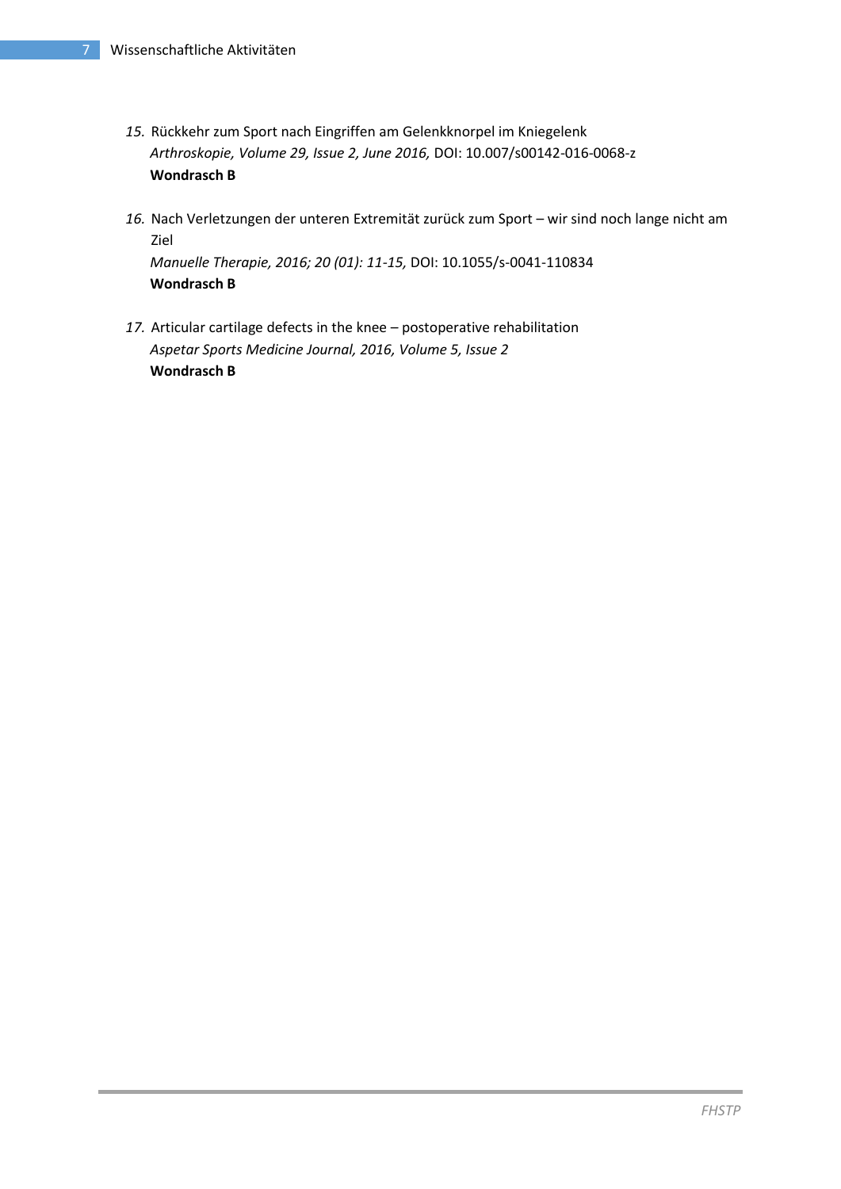15. Rückkehr zum Sport nach Eingriffen am Gelenkknorpel im Kniegelenk
    *Arthroskopie, Volume 29, Issue 2, June 2016,* DOI: 10.007/s00142-016-0068-z
    **Wondrasch B**

16. Nach Verletzungen der unteren Extremität zurück zum Sport – wir sind noch lange nicht am Ziel
    *Manuelle Therapie, 2016; 20 (01): 11-15,* DOI: 10.1055/s-0041-110834
    **Wondrasch B**

17. Articular cartilage defects in the knee – postoperative rehabilitation
    *Aspetar Sports Medicine Journal, 2016, Volume 5, Issue 2*
    **Wondrasch B**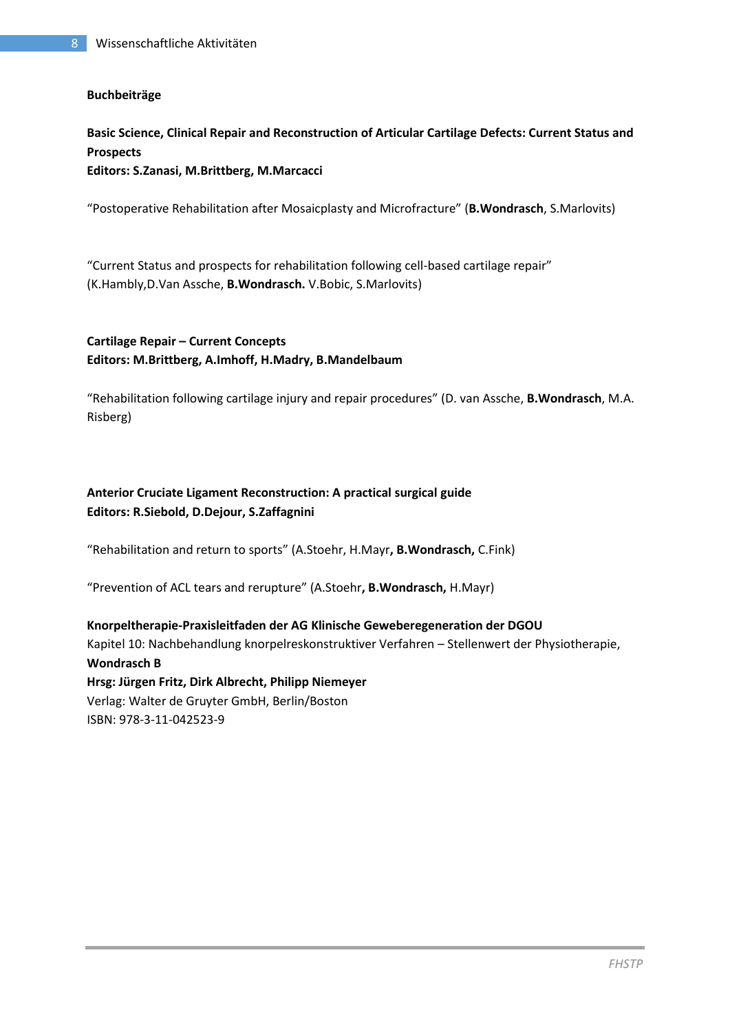## Buchbeiträge

**Basic Science, Clinical Repair and Reconstruction of Articular Cartilage Defects: Current Status and Prospects**
**Editors: S.Zanasi, M.Brittberg, M.Marcacci**

"Postoperative Rehabilitation after Mosaicplasty and Microfracture" (**B.Wondrasch**, S.Marlovits)

"Current Status and prospects for rehabilitation following cell-based cartilage repair" (K.Hambly,D.Van Assche, **B.Wondrasch.** V.Bobic, S.Marlovits)

**Cartilage Repair – Current Concepts**
**Editors: M.Brittberg, A.Imhoff, H.Madry, B.Mandelbaum**

"Rehabilitation following cartilage injury and repair procedures" (D. van Assche, **B.Wondrasch**, M.A. Risberg)

**Anterior Cruciate Ligament Reconstruction: A practical surgical guide**
**Editors: R.Siebold, D.Dejour, S.Zaffagnini**

"Rehabilitation and return to sports" (A.Stoehr, H.Mayr**, B.Wondrasch,** C.Fink)

"Prevention of ACL tears and rerupture" (A.Stoehr**, B.Wondrasch,** H.Mayr)

**Knorpeltherapie-Praxisleitfaden der AG Klinische Geweberegeneration der DGOU**
Kapitel 10: Nachbehandlung knorpelreskonstruktiver Verfahren – Stellenwert der Physiotherapie, **Wondrasch B**
**Hrsg: Jürgen Fritz, Dirk Albrecht, Philipp Niemeyer**
Verlag: Walter de Gruyter GmbH, Berlin/Boston
ISBN: 978-3-11-042523-9